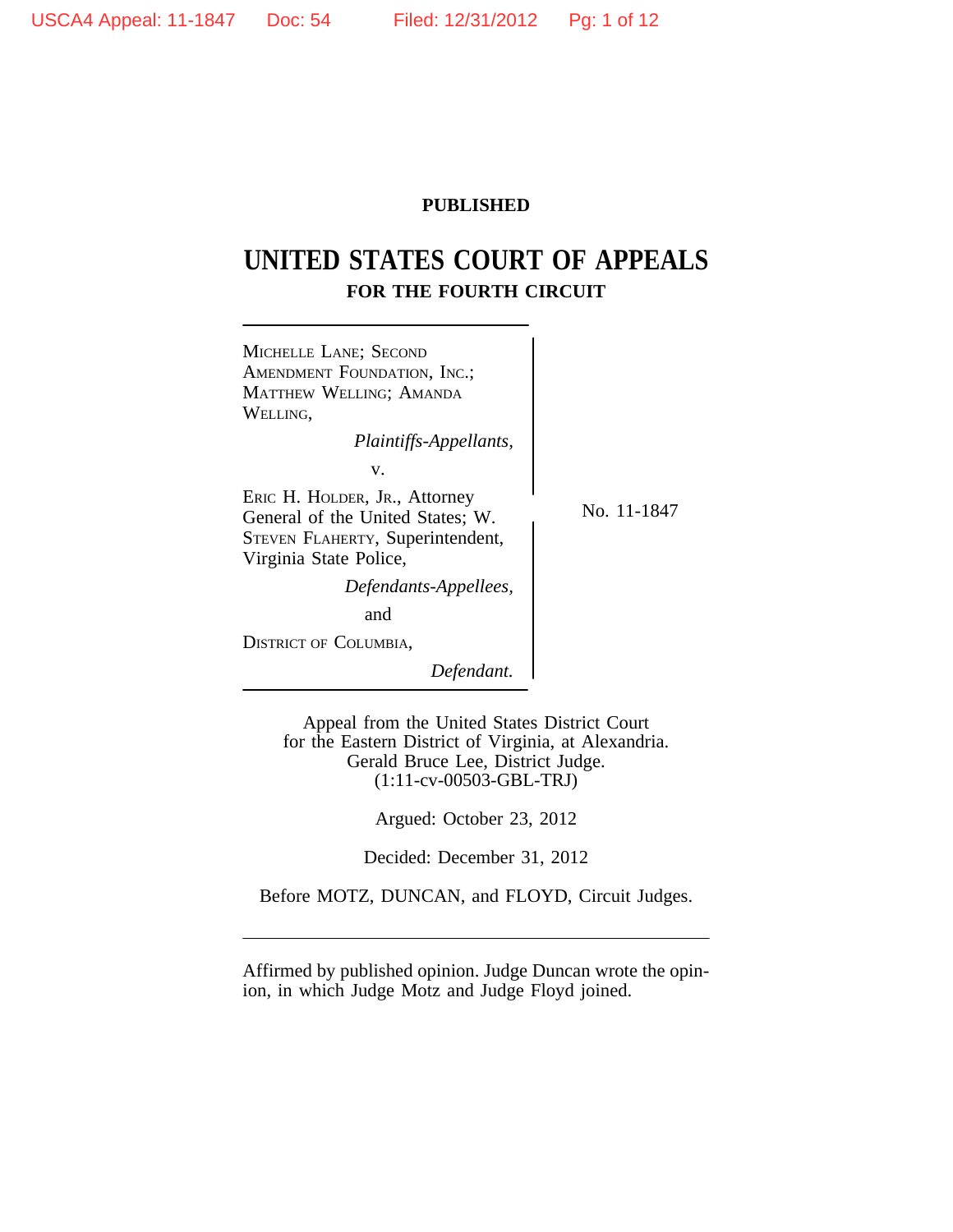**PUBLISHED**

# UNITED STATES COURT OF APPEALS
## FOR THE FOURTH CIRCUIT

MICHELLE LANE; SECOND AMENDMENT FOUNDATION, INC.; MATTHEW WELLING; AMANDA WELLING,

*Plaintiffs-Appellants,*

v.

ERIC H. HOLDER, JR., Attorney General of the United States; W. STEVEN FLAHERTY, Superintendent, Virginia State Police,

*Defendants-Appellees,*

and

DISTRICT OF COLUMBIA,

*Defendant.*

No. 11-1847

Appeal from the United States District Court for the Eastern District of Virginia, at Alexandria. Gerald Bruce Lee, District Judge. (1:11-cv-00503-GBL-TRJ)

Argued: October 23, 2012

Decided: December 31, 2012

Before MOTZ, DUNCAN, and FLOYD, Circuit Judges.

---

Affirmed by published opinion. Judge Duncan wrote the opinion, in which Judge Motz and Judge Floyd joined.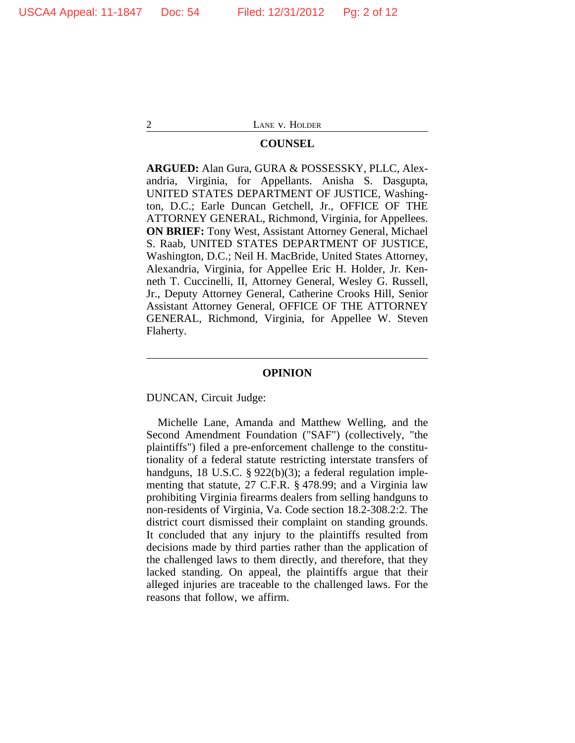## COUNSEL

**ARGUED:** Alan Gura, GURA & POSSESSKY, PLLC, Alexandria, Virginia, for Appellants. Anisha S. Dasgupta, UNITED STATES DEPARTMENT OF JUSTICE, Washington, D.C.; Earle Duncan Getchell, Jr., OFFICE OF THE ATTORNEY GENERAL, Richmond, Virginia, for Appellees. **ON BRIEF:** Tony West, Assistant Attorney General, Michael S. Raab, UNITED STATES DEPARTMENT OF JUSTICE, Washington, D.C.; Neil H. MacBride, United States Attorney, Alexandria, Virginia, for Appellee Eric H. Holder, Jr. Kenneth T. Cuccinelli, II, Attorney General, Wesley G. Russell, Jr., Deputy Attorney General, Catherine Crooks Hill, Senior Assistant Attorney General, OFFICE OF THE ATTORNEY GENERAL, Richmond, Virginia, for Appellee W. Steven Flaherty.

---

## OPINION

DUNCAN, Circuit Judge:

Michelle Lane, Amanda and Matthew Welling, and the Second Amendment Foundation ("SAF") (collectively, "the plaintiffs") filed a pre-enforcement challenge to the constitutionality of a federal statute restricting interstate transfers of handguns, 18 U.S.C. § 922(b)(3); a federal regulation implementing that statute, 27 C.F.R. § 478.99; and a Virginia law prohibiting Virginia firearms dealers from selling handguns to non-residents of Virginia, Va. Code section 18.2-308.2:2. The district court dismissed their complaint on standing grounds. It concluded that any injury to the plaintiffs resulted from decisions made by third parties rather than the application of the challenged laws to them directly, and therefore, that they lacked standing. On appeal, the plaintiffs argue that their alleged injuries are traceable to the challenged laws. For the reasons that follow, we affirm.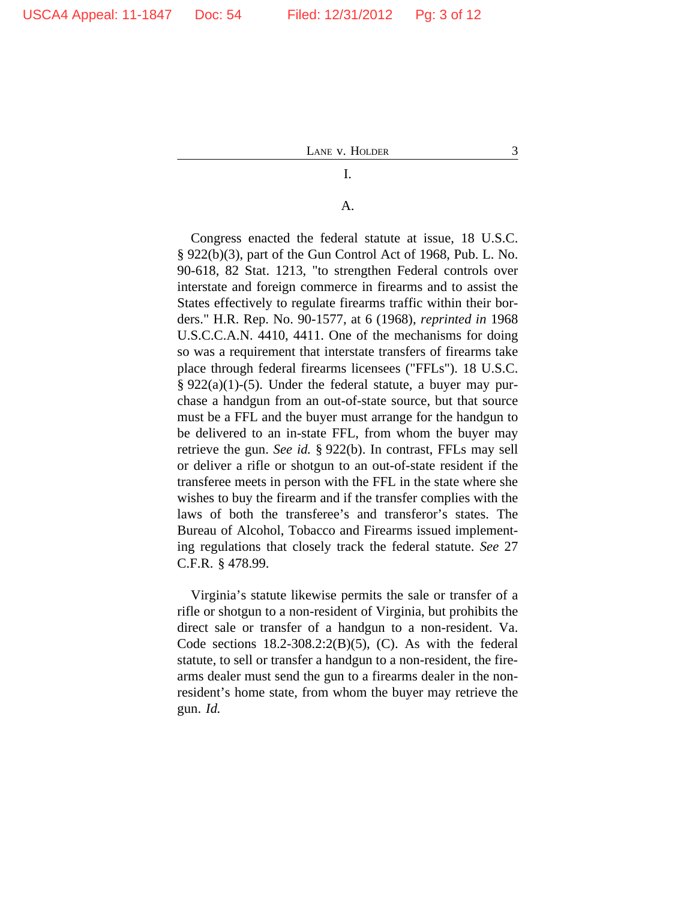# I.

## A.

Congress enacted the federal statute at issue, 18 U.S.C. § 922(b)(3), part of the Gun Control Act of 1968, Pub. L. No. 90-618, 82 Stat. 1213, "to strengthen Federal controls over interstate and foreign commerce in firearms and to assist the States effectively to regulate firearms traffic within their borders." H.R. Rep. No. 90-1577, at 6 (1968), *reprinted in* 1968 U.S.C.C.A.N. 4410, 4411. One of the mechanisms for doing so was a requirement that interstate transfers of firearms take place through federal firearms licensees ("FFLs"). 18 U.S.C. § 922(a)(1)-(5). Under the federal statute, a buyer may purchase a handgun from an out-of-state source, but that source must be a FFL and the buyer must arrange for the handgun to be delivered to an in-state FFL, from whom the buyer may retrieve the gun. *See id.* § 922(b). In contrast, FFLs may sell or deliver a rifle or shotgun to an out-of-state resident if the transferee meets in person with the FFL in the state where she wishes to buy the firearm and if the transfer complies with the laws of both the transferee's and transferor's states. The Bureau of Alcohol, Tobacco and Firearms issued implementing regulations that closely track the federal statute. *See* 27 C.F.R. § 478.99.

Virginia's statute likewise permits the sale or transfer of a rifle or shotgun to a non-resident of Virginia, but prohibits the direct sale or transfer of a handgun to a non-resident. Va. Code sections 18.2-308.2:2(B)(5), (C). As with the federal statute, to sell or transfer a handgun to a non-resident, the firearms dealer must send the gun to a firearms dealer in the non-resident's home state, from whom the buyer may retrieve the gun. *Id.*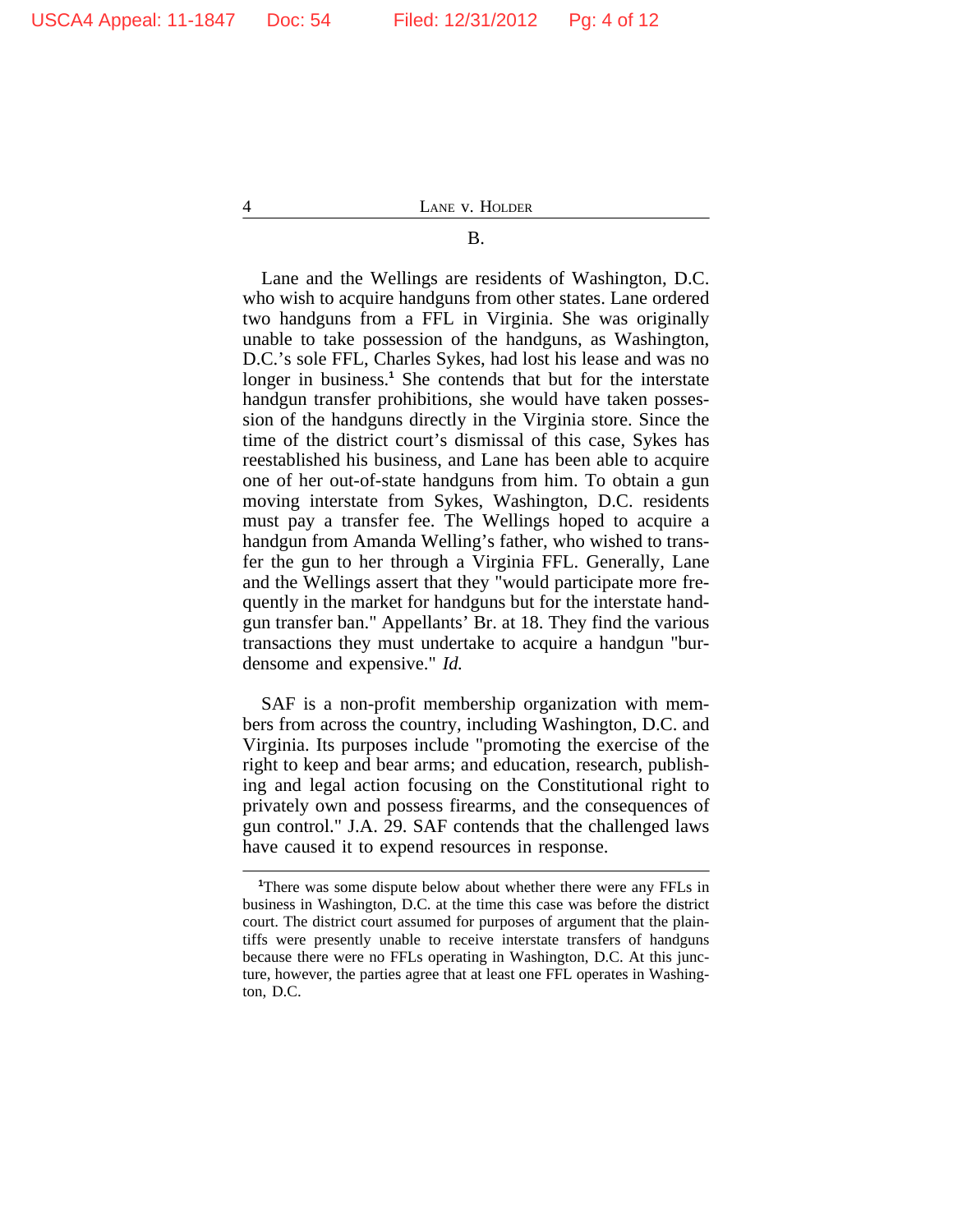### B.

Lane and the Wellings are residents of Washington, D.C. who wish to acquire handguns from other states. Lane ordered two handguns from a FFL in Virginia. She was originally unable to take possession of the handguns, as Washington, D.C.'s sole FFL, Charles Sykes, had lost his lease and was no longer in business.[1] She contends that but for the interstate handgun transfer prohibitions, she would have taken possession of the handguns directly in the Virginia store. Since the time of the district court's dismissal of this case, Sykes has reestablished his business, and Lane has been able to acquire one of her out-of-state handguns from him. To obtain a gun moving interstate from Sykes, Washington, D.C. residents must pay a transfer fee. The Wellings hoped to acquire a handgun from Amanda Welling's father, who wished to transfer the gun to her through a Virginia FFL. Generally, Lane and the Wellings assert that they "would participate more frequently in the market for handguns but for the interstate handgun transfer ban." Appellants' Br. at 18. They find the various transactions they must undertake to acquire a handgun "burdensome and expensive." *Id.*

SAF is a non-profit membership organization with members from across the country, including Washington, D.C. and Virginia. Its purposes include "promoting the exercise of the right to keep and bear arms; and education, research, publishing and legal action focusing on the Constitutional right to privately own and possess firearms, and the consequences of gun control." J.A. 29. SAF contends that the challenged laws have caused it to expend resources in response.

---

[1]There was some dispute below about whether there were any FFLs in business in Washington, D.C. at the time this case was before the district court. The district court assumed for purposes of argument that the plaintiffs were presently unable to receive interstate transfers of handguns because there were no FFLs operating in Washington, D.C. At this juncture, however, the parties agree that at least one FFL operates in Washington, D.C.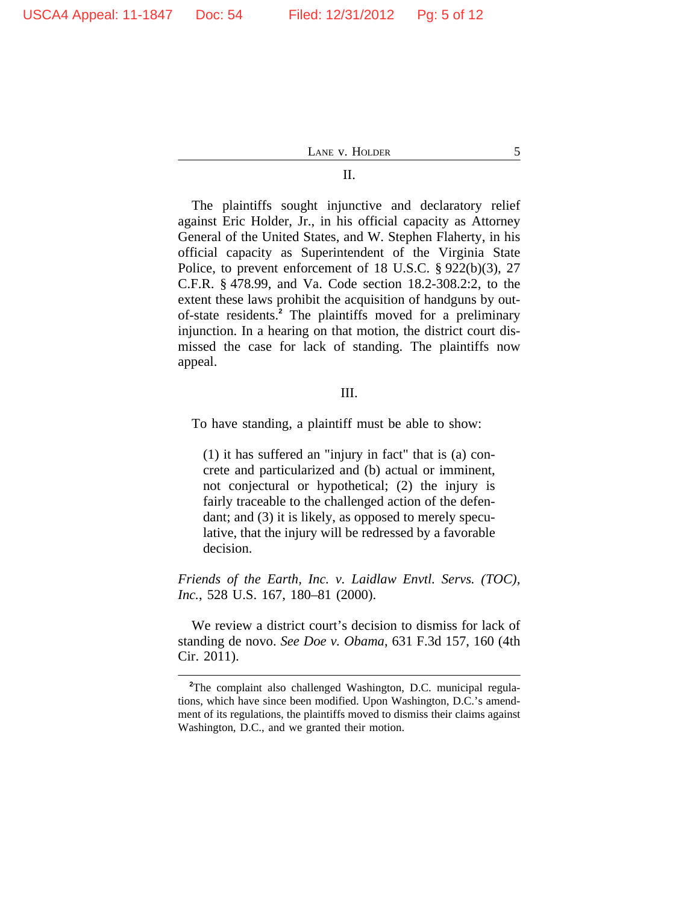## II.

The plaintiffs sought injunctive and declaratory relief against Eric Holder, Jr., in his official capacity as Attorney General of the United States, and W. Stephen Flaherty, in his official capacity as Superintendent of the Virginia State Police, to prevent enforcement of 18 U.S.C. § 922(b)(3), 27 C.F.R. § 478.99, and Va. Code section 18.2-308.2:2, to the extent these laws prohibit the acquisition of handguns by out-of-state residents.[2] The plaintiffs moved for a preliminary injunction. In a hearing on that motion, the district court dismissed the case for lack of standing. The plaintiffs now appeal.

## III.

To have standing, a plaintiff must be able to show:

> (1) it has suffered an "injury in fact" that is (a) concrete and particularized and (b) actual or imminent, not conjectural or hypothetical; (2) the injury is fairly traceable to the challenged action of the defendant; and (3) it is likely, as opposed to merely speculative, that the injury will be redressed by a favorable decision.

*Friends of the Earth, Inc. v. Laidlaw Envtl. Servs. (TOC), Inc.*, 528 U.S. 167, 180–81 (2000).

We review a district court's decision to dismiss for lack of standing de novo. *See Doe v. Obama*, 631 F.3d 157, 160 (4th Cir. 2011).

---

[2]The complaint also challenged Washington, D.C. municipal regulations, which have since been modified. Upon Washington, D.C.'s amendment of its regulations, the plaintiffs moved to dismiss their claims against Washington, D.C., and we granted their motion.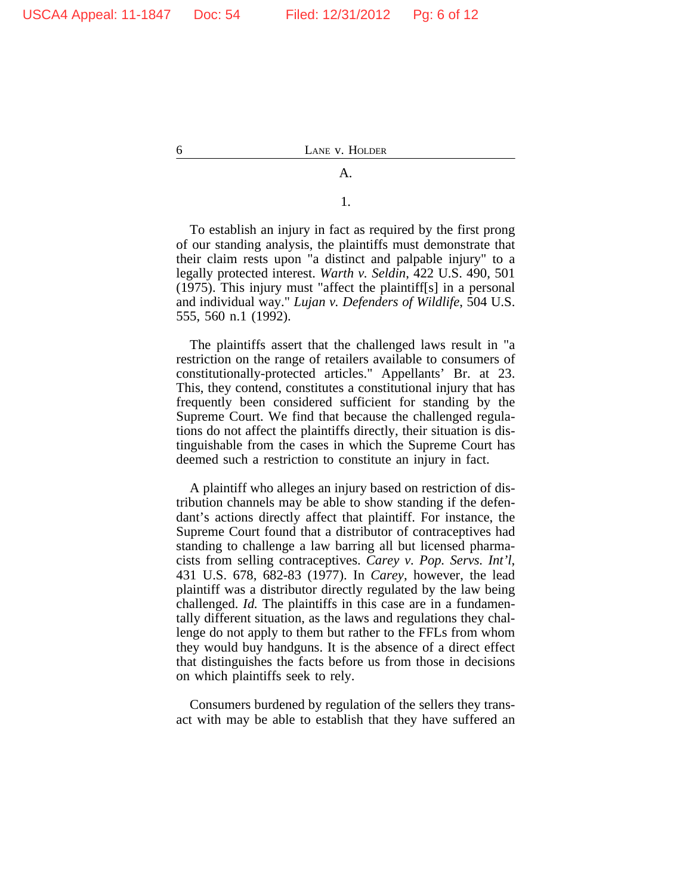### A.

#### 1.

To establish an injury in fact as required by the first prong of our standing analysis, the plaintiffs must demonstrate that their claim rests upon "a distinct and palpable injury" to a legally protected interest. *Warth v. Seldin*, 422 U.S. 490, 501 (1975). This injury must "affect the plaintiff[s] in a personal and individual way." *Lujan v. Defenders of Wildlife*, 504 U.S. 555, 560 n.1 (1992).

The plaintiffs assert that the challenged laws result in "a restriction on the range of retailers available to consumers of constitutionally-protected articles." Appellants' Br. at 23. This, they contend, constitutes a constitutional injury that has frequently been considered sufficient for standing by the Supreme Court. We find that because the challenged regulations do not affect the plaintiffs directly, their situation is distinguishable from the cases in which the Supreme Court has deemed such a restriction to constitute an injury in fact.

A plaintiff who alleges an injury based on restriction of distribution channels may be able to show standing if the defendant's actions directly affect that plaintiff. For instance, the Supreme Court found that a distributor of contraceptives had standing to challenge a law barring all but licensed pharmacists from selling contraceptives. *Carey v. Pop. Servs. Int'l*, 431 U.S. 678, 682-83 (1977). In *Carey*, however, the lead plaintiff was a distributor directly regulated by the law being challenged. *Id.* The plaintiffs in this case are in a fundamentally different situation, as the laws and regulations they challenge do not apply to them but rather to the FFLs from whom they would buy handguns. It is the absence of a direct effect that distinguishes the facts before us from those in decisions on which plaintiffs seek to rely.

Consumers burdened by regulation of the sellers they transact with may be able to establish that they have suffered an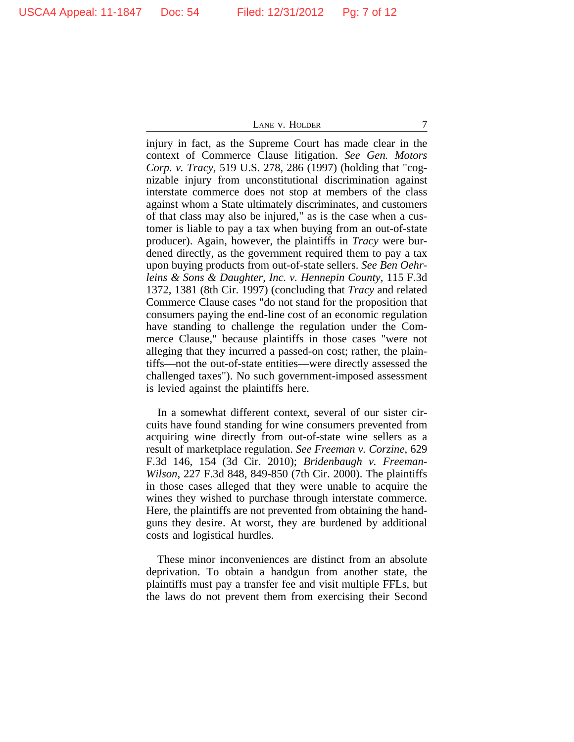injury in fact, as the Supreme Court has made clear in the context of Commerce Clause litigation. *See Gen. Motors Corp. v. Tracy*, 519 U.S. 278, 286 (1997) (holding that "cognizable injury from unconstitutional discrimination against interstate commerce does not stop at members of the class against whom a State ultimately discriminates, and customers of that class may also be injured," as is the case when a customer is liable to pay a tax when buying from an out-of-state producer). Again, however, the plaintiffs in *Tracy* were burdened directly, as the government required them to pay a tax upon buying products from out-of-state sellers. *See Ben Oehrleins & Sons & Daughter, Inc. v. Hennepin County*, 115 F.3d 1372, 1381 (8th Cir. 1997) (concluding that *Tracy* and related Commerce Clause cases "do not stand for the proposition that consumers paying the end-line cost of an economic regulation have standing to challenge the regulation under the Commerce Clause," because plaintiffs in those cases "were not alleging that they incurred a passed-on cost; rather, the plaintiffs—not the out-of-state entities—were directly assessed the challenged taxes"). No such government-imposed assessment is levied against the plaintiffs here.

In a somewhat different context, several of our sister circuits have found standing for wine consumers prevented from acquiring wine directly from out-of-state wine sellers as a result of marketplace regulation. *See Freeman v. Corzine*, 629 F.3d 146, 154 (3d Cir. 2010); *Bridenbaugh v. Freeman-Wilson*, 227 F.3d 848, 849-850 (7th Cir. 2000). The plaintiffs in those cases alleged that they were unable to acquire the wines they wished to purchase through interstate commerce. Here, the plaintiffs are not prevented from obtaining the handguns they desire. At worst, they are burdened by additional costs and logistical hurdles.

These minor inconveniences are distinct from an absolute deprivation. To obtain a handgun from another state, the plaintiffs must pay a transfer fee and visit multiple FFLs, but the laws do not prevent them from exercising their Second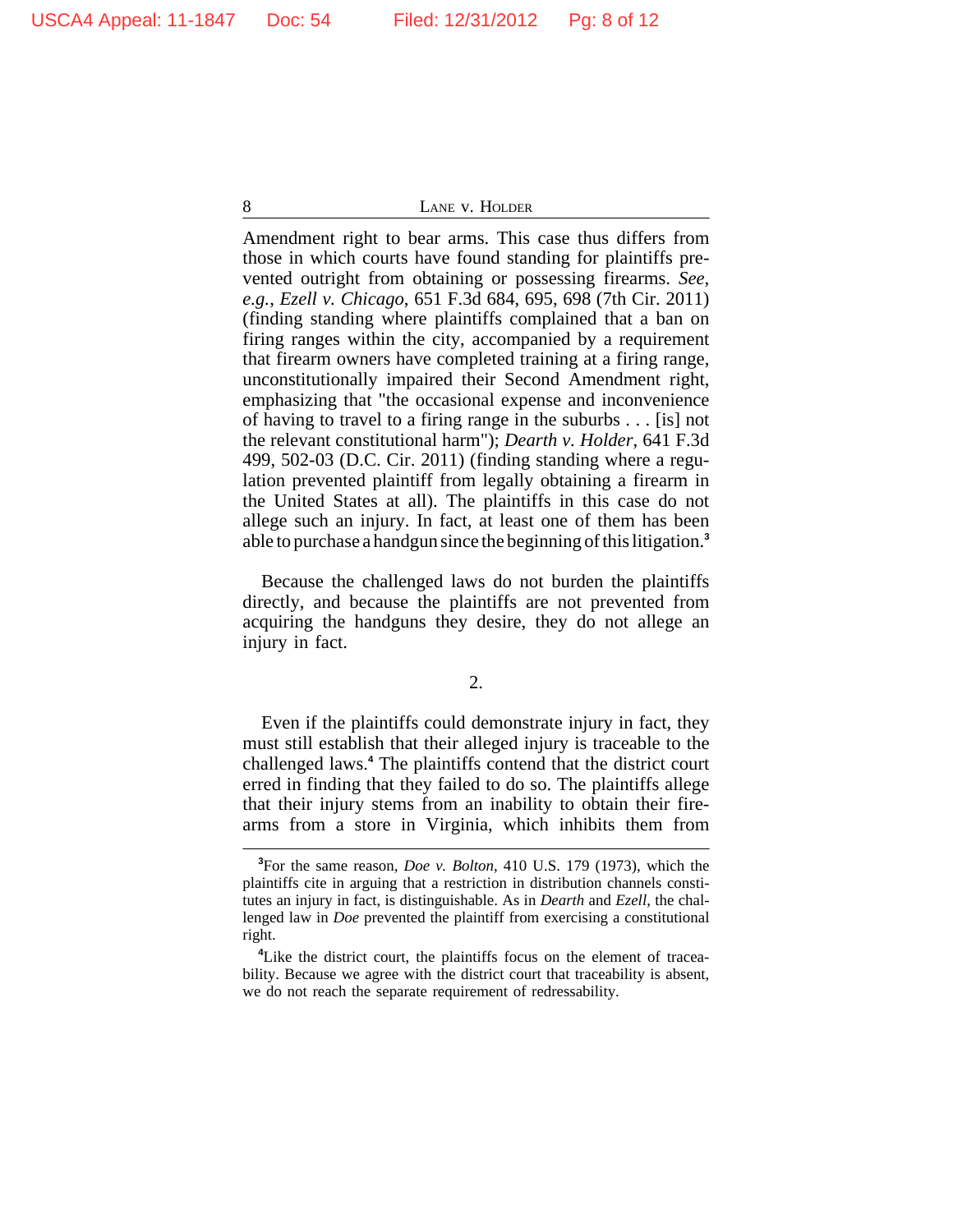Amendment right to bear arms. This case thus differs from those in which courts have found standing for plaintiffs prevented outright from obtaining or possessing firearms. *See, e.g.*, *Ezell v. Chicago*, 651 F.3d 684, 695, 698 (7th Cir. 2011) (finding standing where plaintiffs complained that a ban on firing ranges within the city, accompanied by a requirement that firearm owners have completed training at a firing range, unconstitutionally impaired their Second Amendment right, emphasizing that "the occasional expense and inconvenience of having to travel to a firing range in the suburbs . . . [is] not the relevant constitutional harm"); *Dearth v. Holder*, 641 F.3d 499, 502-03 (D.C. Cir. 2011) (finding standing where a regulation prevented plaintiff from legally obtaining a firearm in the United States at all). The plaintiffs in this case do not allege such an injury. In fact, at least one of them has been able to purchase a handgun since the beginning of this litigation.[3]

Because the challenged laws do not burden the plaintiffs directly, and because the plaintiffs are not prevented from acquiring the handguns they desire, they do not allege an injury in fact.

2.

Even if the plaintiffs could demonstrate injury in fact, they must still establish that their alleged injury is traceable to the challenged laws.[4] The plaintiffs contend that the district court erred in finding that they failed to do so. The plaintiffs allege that their injury stems from an inability to obtain their firearms from a store in Virginia, which inhibits them from

---

[3]For the same reason, *Doe v. Bolton*, 410 U.S. 179 (1973), which the plaintiffs cite in arguing that a restriction in distribution channels constitutes an injury in fact, is distinguishable. As in *Dearth* and *Ezell*, the challenged law in *Doe* prevented the plaintiff from exercising a constitutional right.

[4]Like the district court, the plaintiffs focus on the element of traceability. Because we agree with the district court that traceability is absent, we do not reach the separate requirement of redressability.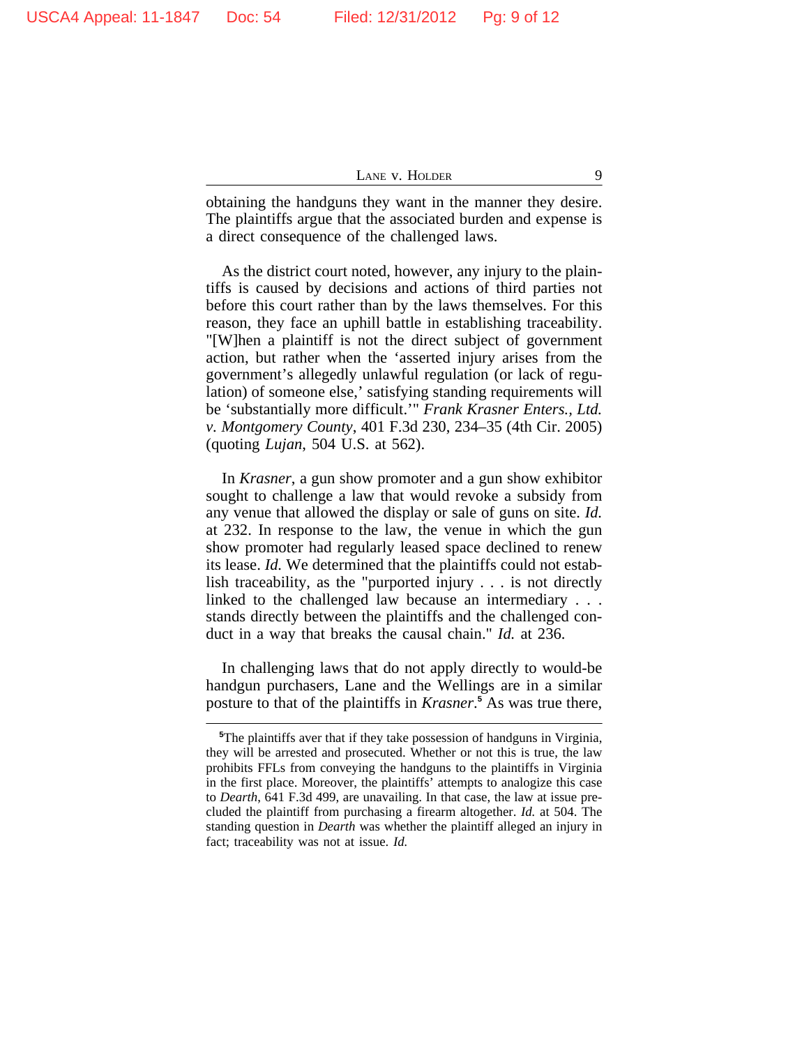obtaining the handguns they want in the manner they desire. The plaintiffs argue that the associated burden and expense is a direct consequence of the challenged laws.

As the district court noted, however, any injury to the plaintiffs is caused by decisions and actions of third parties not before this court rather than by the laws themselves. For this reason, they face an uphill battle in establishing traceability. "[W]hen a plaintiff is not the direct subject of government action, but rather when the 'asserted injury arises from the government's allegedly unlawful regulation (or lack of regulation) of someone else,' satisfying standing requirements will be 'substantially more difficult.'" *Frank Krasner Enters., Ltd. v. Montgomery County*, 401 F.3d 230, 234–35 (4th Cir. 2005) (quoting *Lujan*, 504 U.S. at 562).

In *Krasner*, a gun show promoter and a gun show exhibitor sought to challenge a law that would revoke a subsidy from any venue that allowed the display or sale of guns on site. *Id.* at 232. In response to the law, the venue in which the gun show promoter had regularly leased space declined to renew its lease. *Id.* We determined that the plaintiffs could not establish traceability, as the "purported injury . . . is not directly linked to the challenged law because an intermediary . . . stands directly between the plaintiffs and the challenged conduct in a way that breaks the causal chain." *Id.* at 236.

In challenging laws that do not apply directly to would-be handgun purchasers, Lane and the Wellings are in a similar posture to that of the plaintiffs in *Krasner*.[5] As was true there,

---

[5]The plaintiffs aver that if they take possession of handguns in Virginia, they will be arrested and prosecuted. Whether or not this is true, the law prohibits FFLs from conveying the handguns to the plaintiffs in Virginia in the first place. Moreover, the plaintiffs' attempts to analogize this case to *Dearth*, 641 F.3d 499, are unavailing. In that case, the law at issue precluded the plaintiff from purchasing a firearm altogether. *Id.* at 504. The standing question in *Dearth* was whether the plaintiff alleged an injury in fact; traceability was not at issue. *Id.*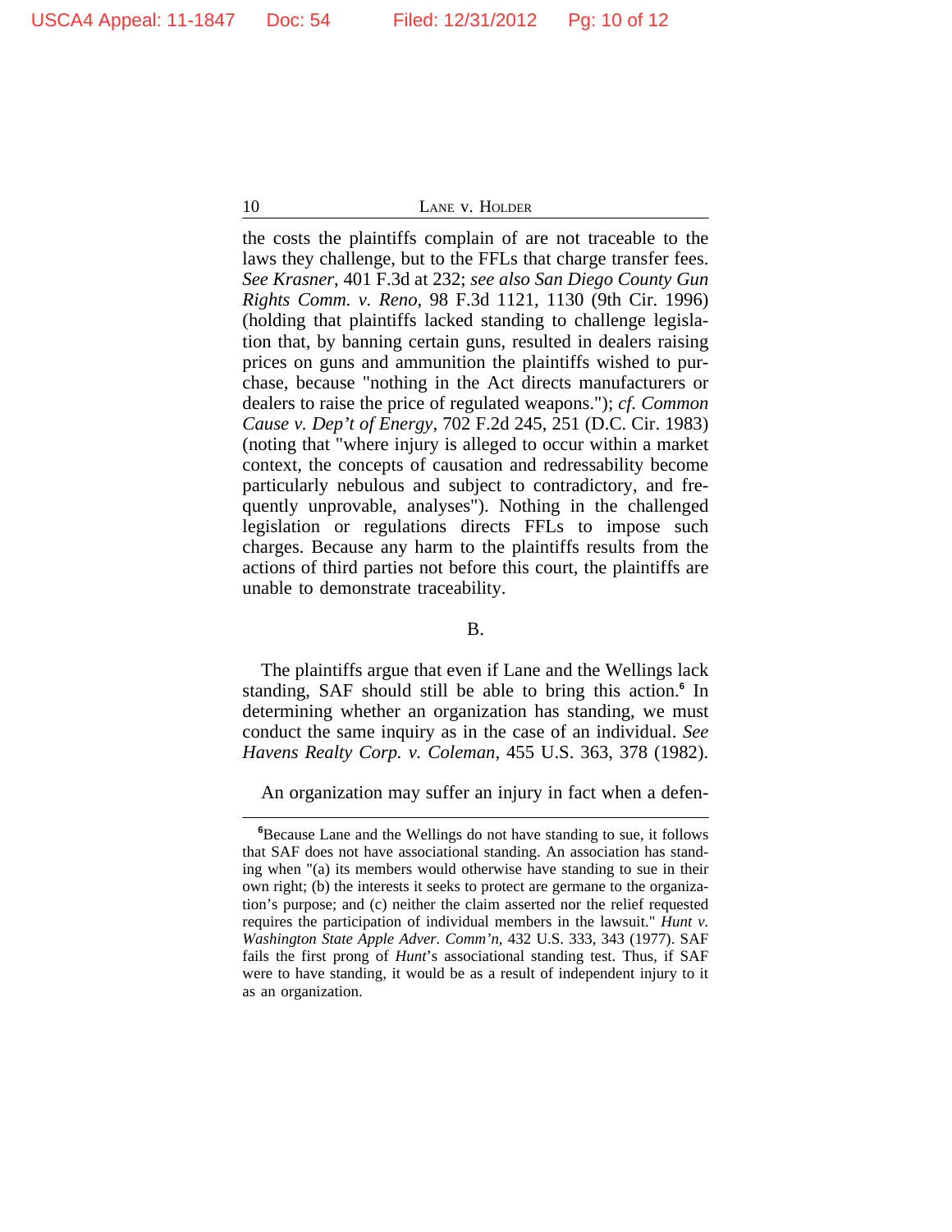the costs the plaintiffs complain of are not traceable to the laws they challenge, but to the FFLs that charge transfer fees. *See Krasner*, 401 F.3d at 232; *see also San Diego County Gun Rights Comm. v. Reno*, 98 F.3d 1121, 1130 (9th Cir. 1996) (holding that plaintiffs lacked standing to challenge legislation that, by banning certain guns, resulted in dealers raising prices on guns and ammunition the plaintiffs wished to purchase, because "nothing in the Act directs manufacturers or dealers to raise the price of regulated weapons."); *cf. Common Cause v. Dep't of Energy*, 702 F.2d 245, 251 (D.C. Cir. 1983) (noting that "where injury is alleged to occur within a market context, the concepts of causation and redressability become particularly nebulous and subject to contradictory, and frequently unprovable, analyses"). Nothing in the challenged legislation or regulations directs FFLs to impose such charges. Because any harm to the plaintiffs results from the actions of third parties not before this court, the plaintiffs are unable to demonstrate traceability.

B.

The plaintiffs argue that even if Lane and the Wellings lack standing, SAF should still be able to bring this action.[6] In determining whether an organization has standing, we must conduct the same inquiry as in the case of an individual. *See Havens Realty Corp. v. Coleman*, 455 U.S. 363, 378 (1982).

An organization may suffer an injury in fact when a defen-

---

[6]Because Lane and the Wellings do not have standing to sue, it follows that SAF does not have associational standing. An association has standing when "(a) its members would otherwise have standing to sue in their own right; (b) the interests it seeks to protect are germane to the organization's purpose; and (c) neither the claim asserted nor the relief requested requires the participation of individual members in the lawsuit." *Hunt v. Washington State Apple Adver. Comm'n*, 432 U.S. 333, 343 (1977). SAF fails the first prong of *Hunt*'s associational standing test. Thus, if SAF were to have standing, it would be as a result of independent injury to it as an organization.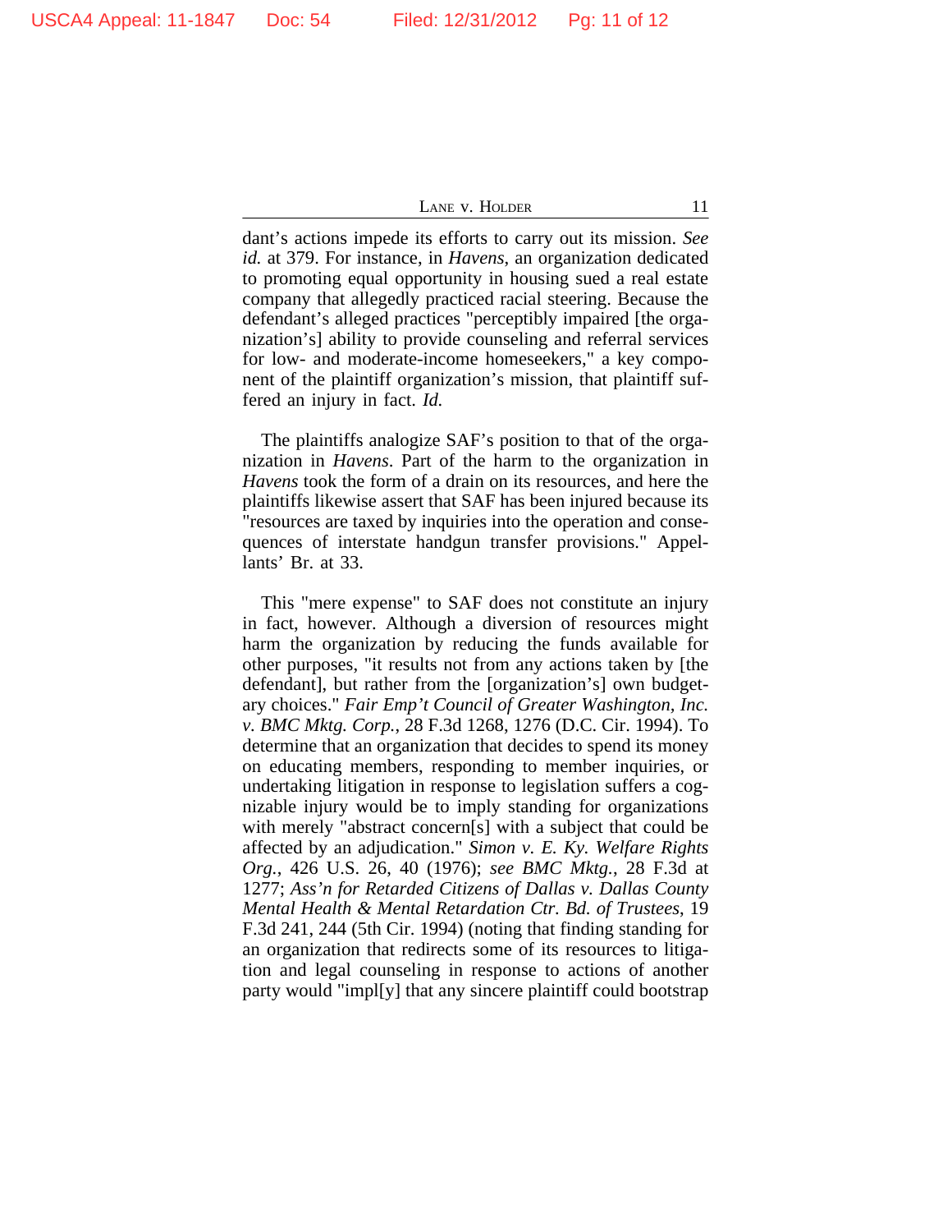dant's actions impede its efforts to carry out its mission. *See id.* at 379. For instance, in *Havens*, an organization dedicated to promoting equal opportunity in housing sued a real estate company that allegedly practiced racial steering. Because the defendant's alleged practices "perceptibly impaired [the organization's] ability to provide counseling and referral services for low- and moderate-income homeseekers," a key component of the plaintiff organization's mission, that plaintiff suffered an injury in fact. *Id.*

The plaintiffs analogize SAF's position to that of the organization in *Havens*. Part of the harm to the organization in *Havens* took the form of a drain on its resources, and here the plaintiffs likewise assert that SAF has been injured because its "resources are taxed by inquiries into the operation and consequences of interstate handgun transfer provisions." Appellants' Br. at 33.

This "mere expense" to SAF does not constitute an injury in fact, however. Although a diversion of resources might harm the organization by reducing the funds available for other purposes, "it results not from any actions taken by [the defendant], but rather from the [organization's] own budgetary choices." *Fair Emp't Council of Greater Washington, Inc. v. BMC Mktg. Corp.*, 28 F.3d 1268, 1276 (D.C. Cir. 1994). To determine that an organization that decides to spend its money on educating members, responding to member inquiries, or undertaking litigation in response to legislation suffers a cognizable injury would be to imply standing for organizations with merely "abstract concern[s] with a subject that could be affected by an adjudication." *Simon v. E. Ky. Welfare Rights Org.*, 426 U.S. 26, 40 (1976); *see BMC Mktg.*, 28 F.3d at 1277; *Ass'n for Retarded Citizens of Dallas v. Dallas County Mental Health & Mental Retardation Ctr. Bd. of Trustees*, 19 F.3d 241, 244 (5th Cir. 1994) (noting that finding standing for an organization that redirects some of its resources to litigation and legal counseling in response to actions of another party would "impl[y] that any sincere plaintiff could bootstrap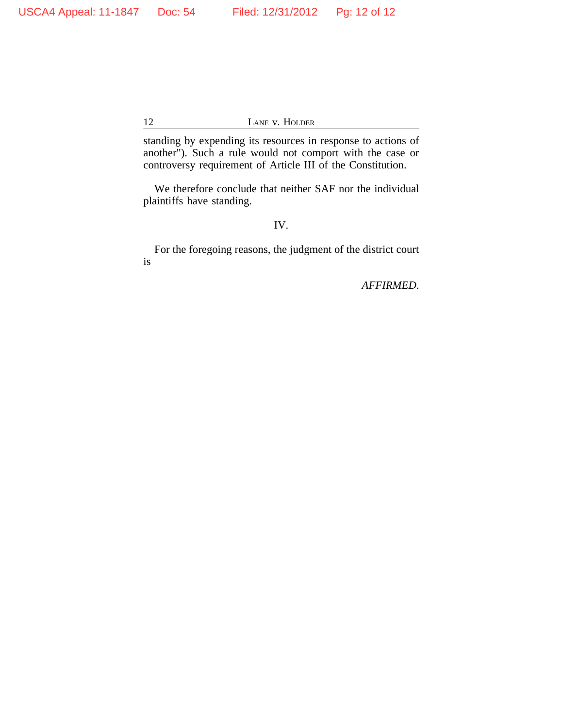standing by expending its resources in response to actions of another"). Such a rule would not comport with the case or controversy requirement of Article III of the Constitution.

We therefore conclude that neither SAF nor the individual plaintiffs have standing.

## IV.

For the foregoing reasons, the judgment of the district court is

*AFFIRMED.*